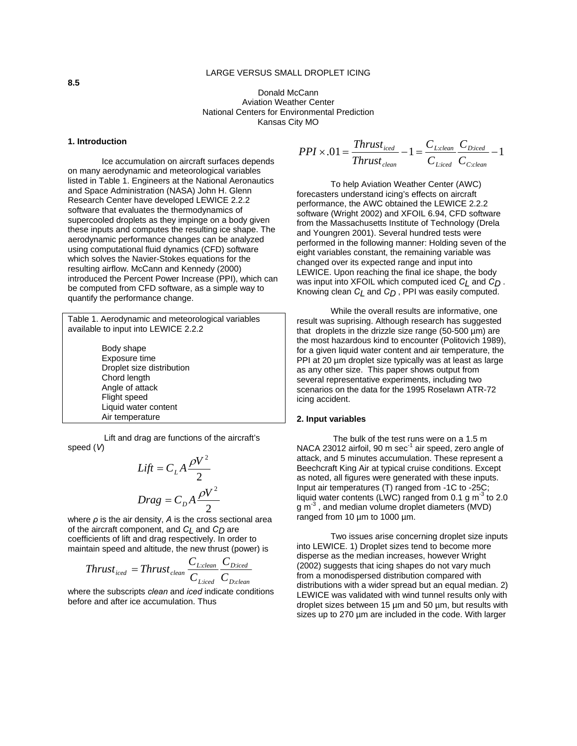8.5

# LARGE VERSUS SMALL DROPLET ICING

Donald McCann
Aviation Weather Center
National Centers for Environmental Prediction
Kansas City MO

## 1. Introduction

Ice accumulation on aircraft surfaces depends on many aerodynamic and meteorological variables listed in Table 1. Engineers at the National Aeronautics and Space Administration (NASA) John H. Glenn Research Center have developed LEWICE 2.2.2 software that evaluates the thermodynamics of supercooled droplets as they impinge on a body given these inputs and computes the resulting ice shape. The aerodynamic performance changes can be analyzed using computational fluid dynamics (CFD) software which solves the Navier-Stokes equations for the resulting airflow. McCann and Kennedy (2000) introduced the Percent Power Increase (PPI), which can be computed from CFD software, as a simple way to quantify the performance change.

Table 1. Aerodynamic and meteorological variables available to input into LEWICE 2.2.2

- Body shape
- Exposure time
- Droplet size distribution
- Chord length
- Angle of attack
- Flight speed
- Liquid water content
- Air temperature

Lift and drag are functions of the aircraft's speed ($V$)

$$Lift = C_L A \frac{\rho V^2}{2}$$

$$Drag = C_D A \frac{\rho V^2}{2}$$

where $\rho$ is the air density, $A$ is the cross sectional area of the aircraft component, and $C_L$ and $C_D$ are coefficients of lift and drag respectively. In order to maintain speed and altitude, the new thrust (power) is

$$Thrust_{iced} = Thrust_{clean} \frac{C_{L:clean}}{C_{L:iced}} \frac{C_{D:iced}}{C_{D:clean}}$$

where the subscripts *clean* and *iced* indicate conditions before and after ice accumulation. Thus

$$PPI \times .01 = \frac{Thrust_{iced}}{Thrust_{clean}} - 1 = \frac{C_{L:clean}}{C_{L:iced}} \frac{C_{D:iced}}{C_{C:clean}} - 1$$

To help Aviation Weather Center (AWC) forecasters understand icing's effects on aircraft performance, the AWC obtained the LEWICE 2.2.2 software (Wright 2002) and XFOIL 6.94, CFD software from the Massachusetts Institute of Technology (Drela and Youngren 2001). Several hundred tests were performed in the following manner: Holding seven of the eight variables constant, the remaining variable was changed over its expected range and input into LEWICE. Upon reaching the final ice shape, the body was input into XFOIL which computed iced $C_L$ and $C_D$. Knowing clean $C_L$ and $C_D$, PPI was easily computed.

While the overall results are informative, one result was suprising. Although research has suggested that droplets in the drizzle size range (50-500 µm) are the most hazardous kind to encounter (Politovich 1989), for a given liquid water content and air temperature, the PPI at 20 µm droplet size typically was at least as large as any other size. This paper shows output from several representative experiments, including two scenarios on the data for the 1995 Roselawn ATR-72 icing accident.

## 2. Input variables

The bulk of the test runs were on a 1.5 m NACA 23012 airfoil, 90 m sec$^{-1}$ air speed, zero angle of attack, and 5 minutes accumulation. These represent a Beechcraft King Air at typical cruise conditions. Except as noted, all figures were generated with these inputs. Input air temperatures (T) ranged from -1C to -25C; liquid water contents (LWC) ranged from 0.1 g m$^{-3}$ to 2.0 g m$^{-3}$, and median volume droplet diameters (MVD) ranged from 10 µm to 1000 µm.

Two issues arise concerning droplet size inputs into LEWICE. 1) Droplet sizes tend to become more disperse as the median increases, however Wright (2002) suggests that icing shapes do not vary much from a monodispersed distribution compared with distributions with a wider spread but an equal median. 2) LEWICE was validated with wind tunnel results only with droplet sizes between 15 µm and 50 µm, but results with sizes up to 270 µm are included in the code. With larger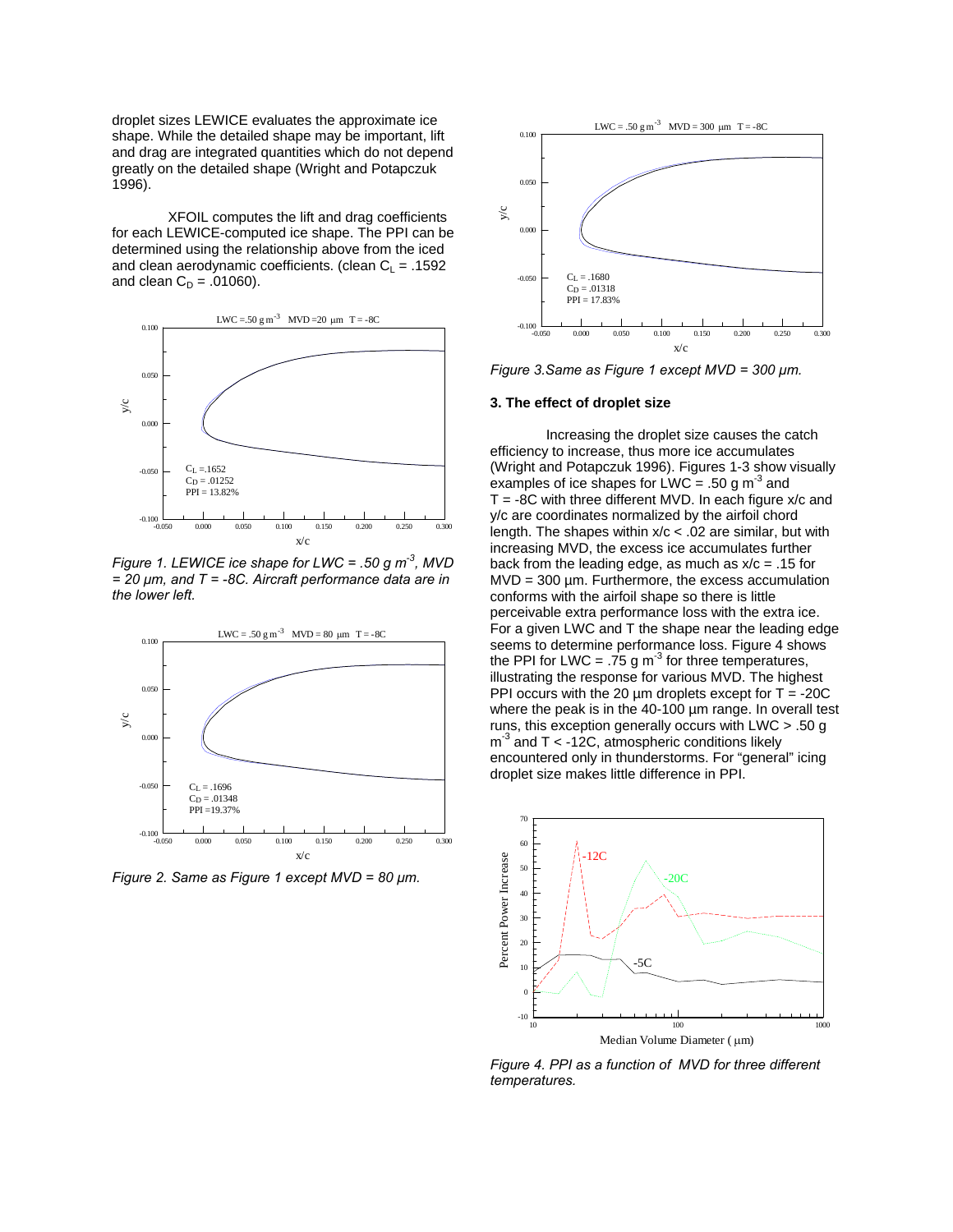droplet sizes LEWICE evaluates the approximate ice shape. While the detailed shape may be important, lift and drag are integrated quantities which do not depend greatly on the detailed shape (Wright and Potapczuk 1996).

XFOIL computes the lift and drag coefficients for each LEWICE-computed ice shape. The PPI can be determined using the relationship above from the iced and clean aerodynamic coefficients. (clean $C_L$ = .1592 and clean $C_D$ = .01060).

*Figure 1. LEWICE ice shape for LWC = .50 g m$^{-3}$, MVD = 20 µm, and T = -8C. Aircraft performance data are in the lower left.*

*Figure 2. Same as Figure 1 except MVD = 80 µm.*

*Figure 3. Same as Figure 1 except MVD = 300 µm.*

### 3. The effect of droplet size

Increasing the droplet size causes the catch efficiency to increase, thus more ice accumulates (Wright and Potapczuk 1996). Figures 1-3 show visually examples of ice shapes for LWC = .50 g m$^{-3}$ and T = -8C with three different MVD. In each figure x/c and y/c are coordinates normalized by the airfoil chord length. The shapes within x/c < .02 are similar, but with increasing MVD, the excess ice accumulates further back from the leading edge, as much as x/c = .15 for MVD = 300 µm. Furthermore, the excess accumulation conforms with the airfoil shape so there is little perceivable extra performance loss with the extra ice. For a given LWC and T the shape near the leading edge seems to determine performance loss. Figure 4 shows the PPI for LWC = .75 g m$^{-3}$ for three temperatures, illustrating the response for various MVD. The highest PPI occurs with the 20 µm droplets except for T = -20C where the peak is in the 40-100 µm range. In overall test runs, this exception generally occurs with LWC > .50 g m$^{-3}$ and T < -12C, atmospheric conditions likely encountered only in thunderstorms. For "general" icing droplet size makes little difference in PPI.

*Figure 4. PPI as a function of MVD for three different temperatures.*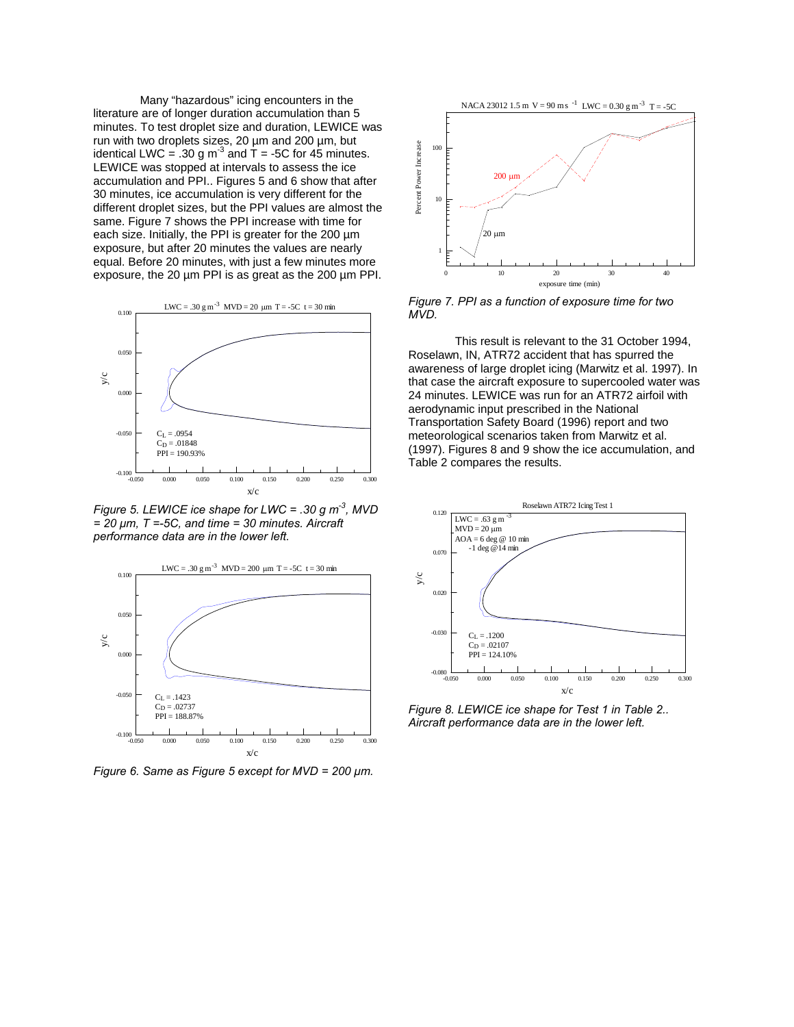Many "hazardous" icing encounters in the literature are of longer duration accumulation than 5 minutes. To test droplet size and duration, LEWICE was run with two droplets sizes, 20 µm and 200 µm, but identical LWC = .30 g $m^{-3}$ and T = -5C for 45 minutes. LEWICE was stopped at intervals to assess the ice accumulation and PPI.. Figures 5 and 6 show that after 30 minutes, ice accumulation is very different for the different droplet sizes, but the PPI values are almost the same. Figure 7 shows the PPI increase with time for each size. Initially, the PPI is greater for the 200 µm exposure, but after 20 minutes the values are nearly equal. Before 20 minutes, with just a few minutes more exposure, the 20 µm PPI is as great as the 200 µm PPI.

*Figure 5. LEWICE ice shape for LWC = .30 g $m^{-3}$, MVD = 20 µm, T =-5C, and time = 30 minutes. Aircraft performance data are in the lower left.*

*Figure 6. Same as Figure 5 except for MVD = 200 µm.*

*Figure 7. PPI as a function of exposure time for two MVD.*

This result is relevant to the 31 October 1994, Roselawn, IN, ATR72 accident that has spurred the awareness of large droplet icing (Marwitz et al. 1997). In that case the aircraft exposure to supercooled water was 24 minutes. LEWICE was run for an ATR72 airfoil with aerodynamic input prescribed in the National Transportation Safety Board (1996) report and two meteorological scenarios taken from Marwitz et al. (1997). Figures 8 and 9 show the ice accumulation, and Table 2 compares the results.

*Figure 8. LEWICE ice shape for Test 1 in Table 2.. Aircraft performance data are in the lower left.*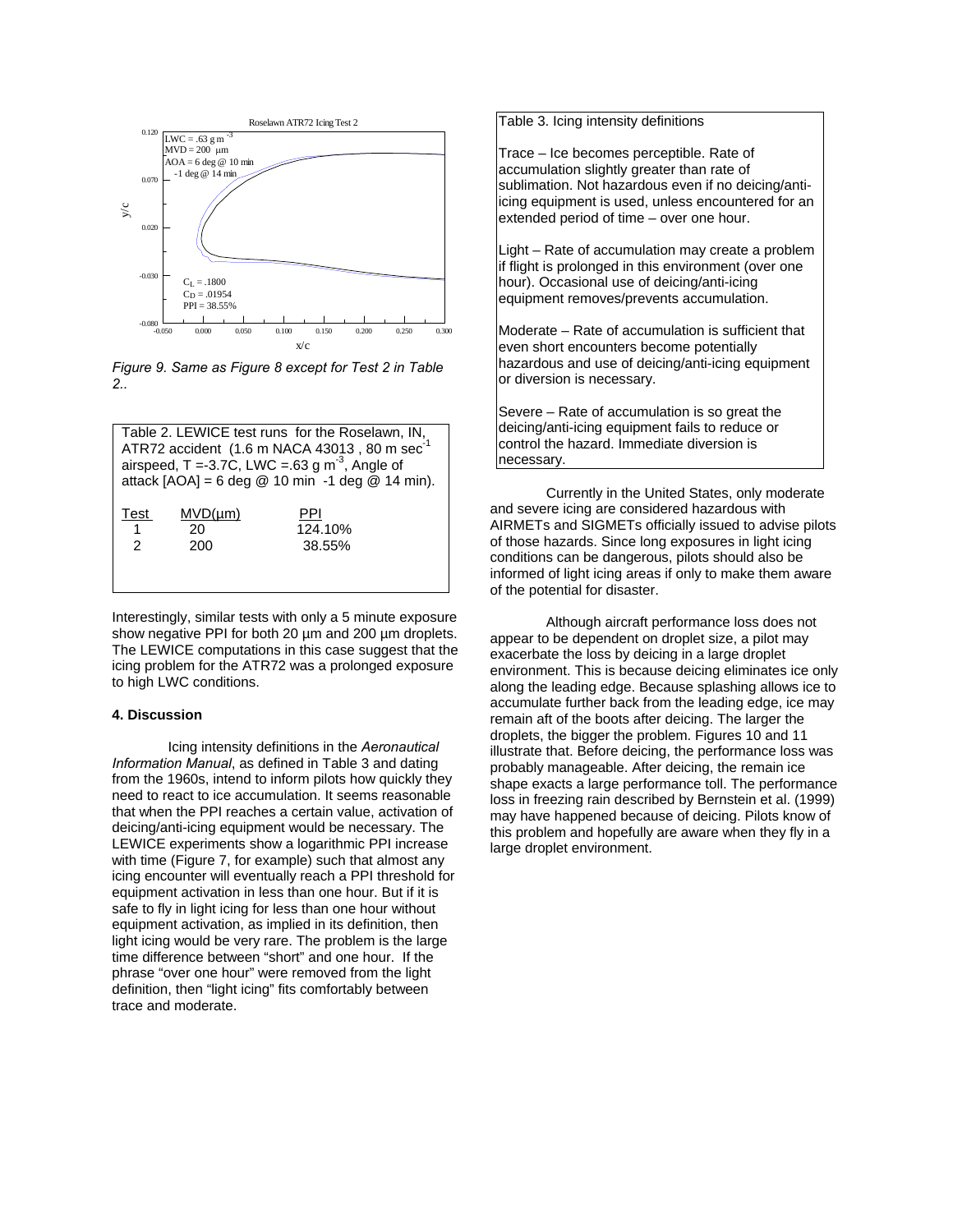*Figure 9. Same as Figure 8 except for Test 2 in Table 2..*

Table 2. LEWICE test runs for the Roselawn, IN, ATR72 accident (1.6 m NACA 43013 , 80 m $sec^{-1}$ airspeed, T =-3.7C, LWC =.63 g $m^{-3}$, Angle of attack [AOA] = 6 deg @ 10 min -1 deg @ 14 min).

| Test | MVD(µm) | PPI |
|---|---|---|
| 1 | 20 | 124.10% |
| 2 | 200 | 38.55% |

Interestingly, similar tests with only a 5 minute exposure show negative PPI for both 20 µm and 200 µm droplets. The LEWICE computations in this case suggest that the icing problem for the ATR72 was a prolonged exposure to high LWC conditions.

### 4. Discussion

Icing intensity definitions in the *Aeronautical Information Manual*, as defined in Table 3 and dating from the 1960s, intend to inform pilots how quickly they need to react to ice accumulation. It seems reasonable that when the PPI reaches a certain value, activation of deicing/anti-icing equipment would be necessary. The LEWICE experiments show a logarithmic PPI increase with time (Figure 7, for example) such that almost any icing encounter will eventually reach a PPI threshold for equipment activation in less than one hour. But if it is safe to fly in light icing for less than one hour without equipment activation, as implied in its definition, then light icing would be very rare. The problem is the large time difference between "short" and one hour. If the phrase "over one hour" were removed from the light definition, then "light icing" fits comfortably between trace and moderate.

Table 3. Icing intensity definitions

Trace – Ice becomes perceptible. Rate of accumulation slightly greater than rate of sublimation. Not hazardous even if no deicing/anti-icing equipment is used, unless encountered for an extended period of time – over one hour.

Light – Rate of accumulation may create a problem if flight is prolonged in this environment (over one hour). Occasional use of deicing/anti-icing equipment removes/prevents accumulation.

Moderate – Rate of accumulation is sufficient that even short encounters become potentially hazardous and use of deicing/anti-icing equipment or diversion is necessary.

Severe – Rate of accumulation is so great the deicing/anti-icing equipment fails to reduce or control the hazard. Immediate diversion is necessary.

Currently in the United States, only moderate and severe icing are considered hazardous with AIRMETs and SIGMETs officially issued to advise pilots of those hazards. Since long exposures in light icing conditions can be dangerous, pilots should also be informed of light icing areas if only to make them aware of the potential for disaster.

Although aircraft performance loss does not appear to be dependent on droplet size, a pilot may exacerbate the loss by deicing in a large droplet environment. This is because deicing eliminates ice only along the leading edge. Because splashing allows ice to accumulate further back from the leading edge, ice may remain aft of the boots after deicing. The larger the droplets, the bigger the problem. Figures 10 and 11 illustrate that. Before deicing, the performance loss was probably manageable. After deicing, the remain ice shape exacts a large performance toll. The performance loss in freezing rain described by Bernstein et al. (1999) may have happened because of deicing. Pilots know of this problem and hopefully are aware when they fly in a large droplet environment.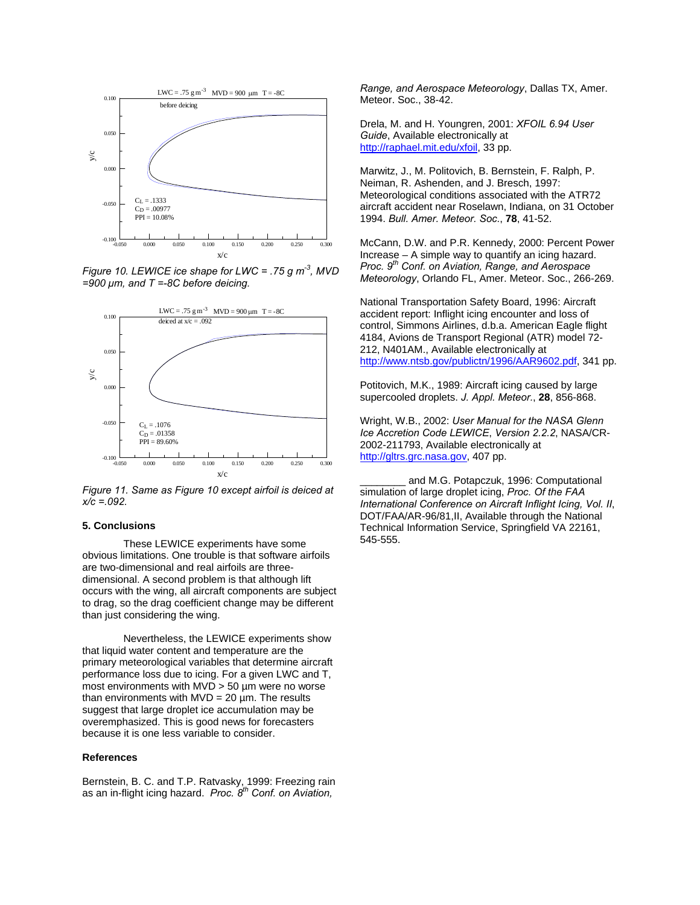LWC = .75 g m$^{-3}$ MVD = 900 μm T = -8C

before deicing

$C_L$ = .1333

$C_D$ = .00977

PPI = 10.08%

y/c

x/c

0.100

0.050

0.000

-0.050

-0.100

-0.050 0.000 0.050 0.100 0.150 0.200 0.250 0.300

*Figure 10. LEWICE ice shape for LWC = .75 g m$^{-3}$, MVD =900 μm, and T =-8C before deicing.*

LWC = .75 g m$^{-3}$ MVD = 900 μm T = -8C

deiced at x/c = .092

$C_L$ = .1076

$C_D$ = .01358

PPI = 89.60%

y/c

x/c

0.100

0.050

0.000

-0.050

-0.100

-0.050 0.000 0.050 0.100 0.150 0.200 0.250 0.300

*Figure 11. Same as Figure 10 except airfoil is deiced at x/c =.092.*

### 5. Conclusions

These LEWICE experiments have some obvious limitations. One trouble is that software airfoils are two-dimensional and real airfoils are three-dimensional. A second problem is that although lift occurs with the wing, all aircraft components are subject to drag, so the drag coefficient change may be different than just considering the wing.

Nevertheless, the LEWICE experiments show that liquid water content and temperature are the primary meteorological variables that determine aircraft performance loss due to icing. For a given LWC and T, most environments with MVD > 50 μm were no worse than environments with MVD = 20 μm. The results suggest that large droplet ice accumulation may be overemphasized. This is good news for forecasters because it is one less variable to consider.

### References

Bernstein, B. C. and T.P. Ratvasky, 1999: Freezing rain as an in-flight icing hazard. *Proc. 8th Conf. on Aviation, Range, and Aerospace Meteorology*, Dallas TX, Amer. Meteor. Soc., 38-42.

Drela, M. and H. Youngren, 2001: *XFOIL 6.94 User Guide*, Available electronically at http://raphael.mit.edu/xfoil, 33 pp.

Marwitz, J., M. Politovich, B. Bernstein, F. Ralph, P. Neiman, R. Ashenden, and J. Bresch, 1997: Meteorological conditions associated with the ATR72 aircraft accident near Roselawn, Indiana, on 31 October 1994. *Bull. Amer. Meteor. Soc.*, **78**, 41-52.

McCann, D.W. and P.R. Kennedy, 2000: Percent Power Increase – A simple way to quantify an icing hazard. *Proc. 9th Conf. on Aviation, Range, and Aerospace Meteorology*, Orlando FL, Amer. Meteor. Soc., 266-269.

National Transportation Safety Board, 1996: Aircraft accident report: Inflight icing encounter and loss of control, Simmons Airlines, d.b.a. American Eagle flight 4184, Avions de Transport Regional (ATR) model 72-212, N401AM., Available electronically at http://www.ntsb.gov/publictn/1996/AAR9602.pdf, 341 pp.

Potitovich, M.K., 1989: Aircraft icing caused by large supercooled droplets. *J. Appl. Meteor.*, **28**, 856-868.

Wright, W.B., 2002: *User Manual for the NASA Glenn Ice Accretion Code LEWICE, Version 2.2.2*, NASA/CR-2002-211793, Available electronically at http://gltrs.grc.nasa.gov, 407 pp.

________ and M.G. Potapczuk, 1996: Computational simulation of large droplet icing, *Proc. Of the FAA International Conference on Aircraft Inflight Icing, Vol. II*, DOT/FAA/AR-96/81,II, Available through the National Technical Information Service, Springfield VA 22161, 545-555.